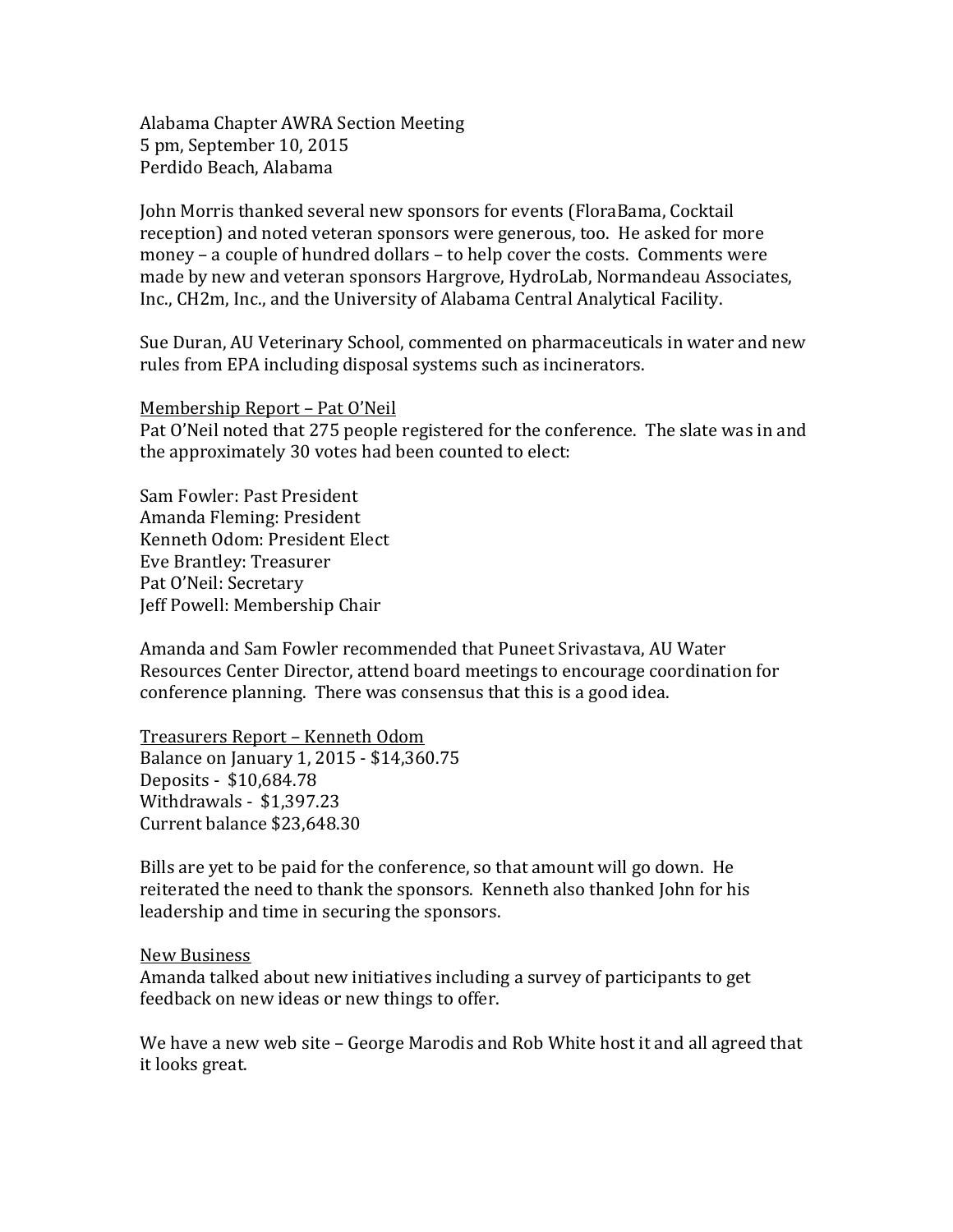Alabama Chapter AWRA Section Meeting
5 pm, September 10, 2015
Perdido Beach, Alabama

John Morris thanked several new sponsors for events (FloraBama, Cocktail reception) and noted veteran sponsors were generous, too. He asked for more money – a couple of hundred dollars – to help cover the costs. Comments were made by new and veteran sponsors Hargrove, HydroLab, Normandeau Associates, Inc., CH2m, Inc., and the University of Alabama Central Analytical Facility.

Sue Duran, AU Veterinary School, commented on pharmaceuticals in water and new rules from EPA including disposal systems such as incinerators.

<u>Membership Report – Pat O'Neil</u>
Pat O'Neil noted that 275 people registered for the conference. The slate was in and the approximately 30 votes had been counted to elect:

Sam Fowler: Past President
Amanda Fleming: President
Kenneth Odom: President Elect
Eve Brantley: Treasurer
Pat O'Neil: Secretary
Jeff Powell: Membership Chair

Amanda and Sam Fowler recommended that Puneet Srivastava, AU Water Resources Center Director, attend board meetings to encourage coordination for conference planning. There was consensus that this is a good idea.

<u>Treasurers Report – Kenneth Odom</u>
Balance on January 1, 2015 - $14,360.75
Deposits - $10,684.78
Withdrawals - $1,397.23
Current balance $23,648.30

Bills are yet to be paid for the conference, so that amount will go down. He reiterated the need to thank the sponsors. Kenneth also thanked John for his leadership and time in securing the sponsors.

<u>New Business</u>
Amanda talked about new initiatives including a survey of participants to get feedback on new ideas or new things to offer.

We have a new web site – George Marodis and Rob White host it and all agreed that it looks great.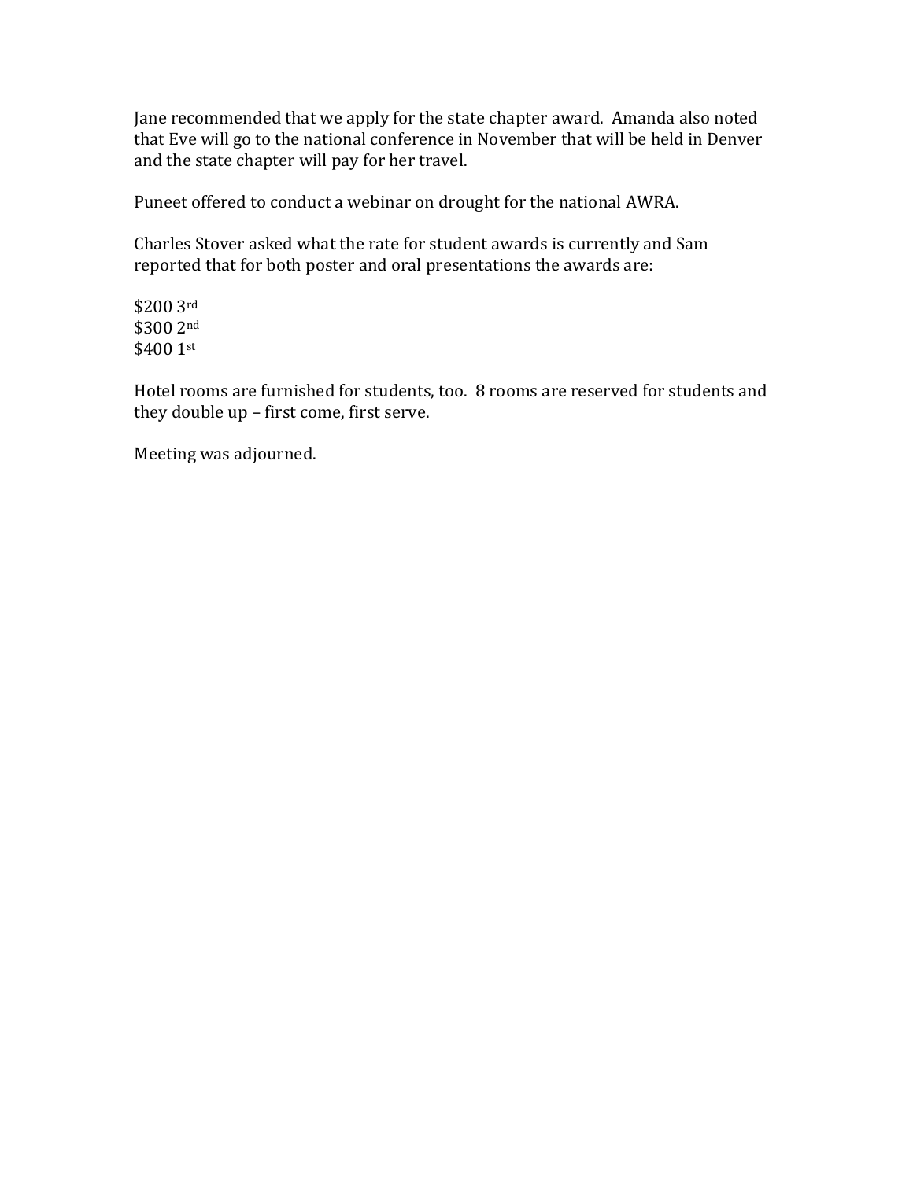Jane recommended that we apply for the state chapter award. Amanda also noted that Eve will go to the national conference in November that will be held in Denver and the state chapter will pay for her travel.

Puneet offered to conduct a webinar on drought for the national AWRA.

Charles Stover asked what the rate for student awards is currently and Sam reported that for both poster and oral presentations the awards are:

$200 3rd
$300 2nd
$400 1st

Hotel rooms are furnished for students, too. 8 rooms are reserved for students and they double up – first come, first serve.

Meeting was adjourned.